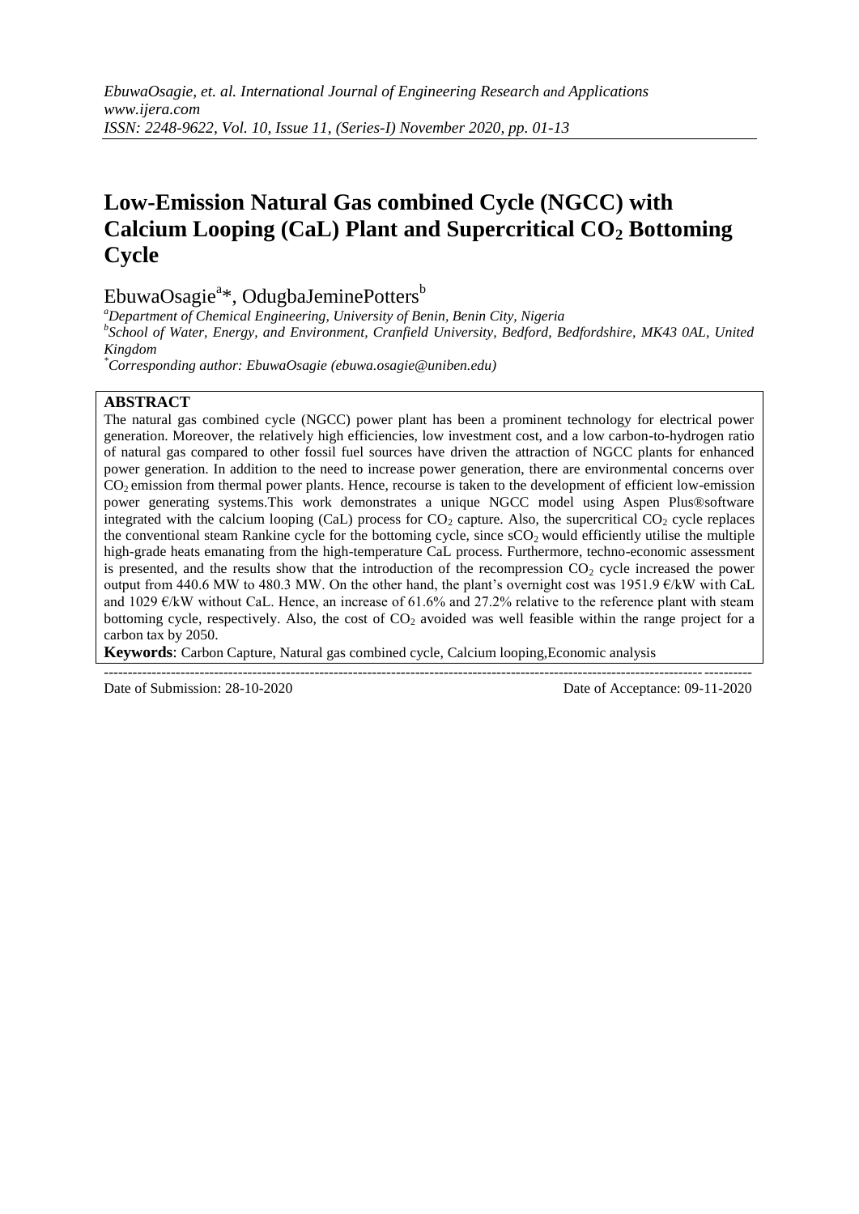# Low-Emission Natural Gas combined Cycle (NGCC) with Calcium Looping (CaL) Plant and Supercritical $CO_2$ Bottoming Cycle

EbuwaOsagie[a]*, OdugbaJeminePotters[b]

[a]*Department of Chemical Engineering, University of Benin, Benin City, Nigeria*

[b]*School of Water, Energy, and Environment, Cranfield University, Bedford, Bedfordshire, MK43 0AL, United Kingdom*

*\*Corresponding author: EbuwaOsagie (ebuwa.osagie@uniben.edu)*

## ABSTRACT

The natural gas combined cycle (NGCC) power plant has been a prominent technology for electrical power generation. Moreover, the relatively high efficiencies, low investment cost, and a low carbon-to-hydrogen ratio of natural gas compared to other fossil fuel sources have driven the attraction of NGCC plants for enhanced power generation. In addition to the need to increase power generation, there are environmental concerns over $CO_2$ emission from thermal power plants. Hence, recourse is taken to the development of efficient low-emission power generating systems.This work demonstrates a unique NGCC model using Aspen Plus®software integrated with the calcium looping (CaL) process for $CO_2$ capture. Also, the supercritical $CO_2$ cycle replaces the conventional steam Rankine cycle for the bottoming cycle, since $sCO_2$ would efficiently utilise the multiple high-grade heats emanating from the high-temperature CaL process. Furthermore, techno-economic assessment is presented, and the results show that the introduction of the recompression $CO_2$ cycle increased the power output from 440.6 MW to 480.3 MW. On the other hand, the plant's overnight cost was 1951.9 €/kW with CaL and 1029 €/kW without CaL. Hence, an increase of 61.6% and 27.2% relative to the reference plant with steam bottoming cycle, respectively. Also, the cost of $CO_2$ avoided was well feasible within the range project for a carbon tax by 2050.

**Keywords**: Carbon Capture, Natural gas combined cycle, Calcium looping,Economic analysis

---

Date of Submission: 28-10-2020 Date of Acceptance: 09-11-2020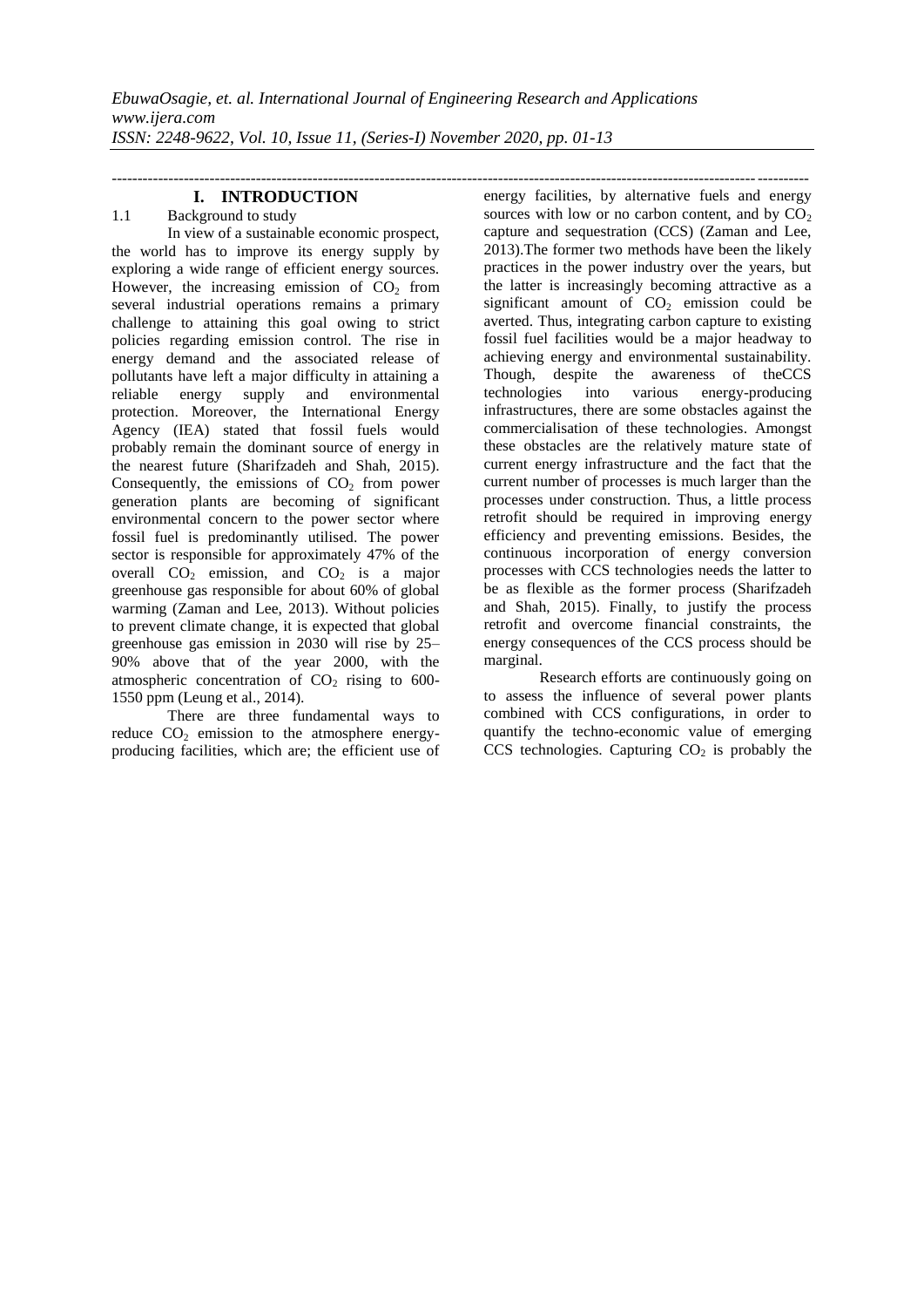# I. INTRODUCTION

## 1.1 Background to study

In view of a sustainable economic prospect, the world has to improve its energy supply by exploring a wide range of efficient energy sources. However, the increasing emission of $CO_2$ from several industrial operations remains a primary challenge to attaining this goal owing to strict policies regarding emission control. The rise in energy demand and the associated release of pollutants have left a major difficulty in attaining a reliable energy supply and environmental protection. Moreover, the International Energy Agency (IEA) stated that fossil fuels would probably remain the dominant source of energy in the nearest future (Sharifzadeh and Shah, 2015). Consequently, the emissions of $CO_2$ from power generation plants are becoming of significant environmental concern to the power sector where fossil fuel is predominantly utilised. The power sector is responsible for approximately 47% of the overall $CO_2$ emission, and $CO_2$ is a major greenhouse gas responsible for about 60% of global warming (Zaman and Lee, 2013). Without policies to prevent climate change, it is expected that global greenhouse gas emission in 2030 will rise by 25–90% above that of the year 2000, with the atmospheric concentration of $CO_2$ rising to 600-1550 ppm (Leung et al., 2014).

There are three fundamental ways to reduce $CO_2$ emission to the atmosphere energy-producing facilities, which are; the efficient use of energy facilities, by alternative fuels and energy sources with low or no carbon content, and by $CO_2$ capture and sequestration (CCS) (Zaman and Lee, 2013).The former two methods have been the likely practices in the power industry over the years, but the latter is increasingly becoming attractive as a significant amount of $CO_2$ emission could be averted. Thus, integrating carbon capture to existing fossil fuel facilities would be a major headway to achieving energy and environmental sustainability. Though, despite the awareness of theCCS technologies into various energy-producing infrastructures, there are some obstacles against the commercialisation of these technologies. Amongst these obstacles are the relatively mature state of current energy infrastructure and the fact that the current number of processes is much larger than the processes under construction. Thus, a little process retrofit should be required in improving energy efficiency and preventing emissions. Besides, the continuous incorporation of energy conversion processes with CCS technologies needs the latter to be as flexible as the former process (Sharifzadeh and Shah, 2015). Finally, to justify the process retrofit and overcome financial constraints, the energy consequences of the CCS process should be marginal.

Research efforts are continuously going on to assess the influence of several power plants combined with CCS configurations, in order to quantify the techno-economic value of emerging CCS technologies. Capturing $CO_2$ is probably the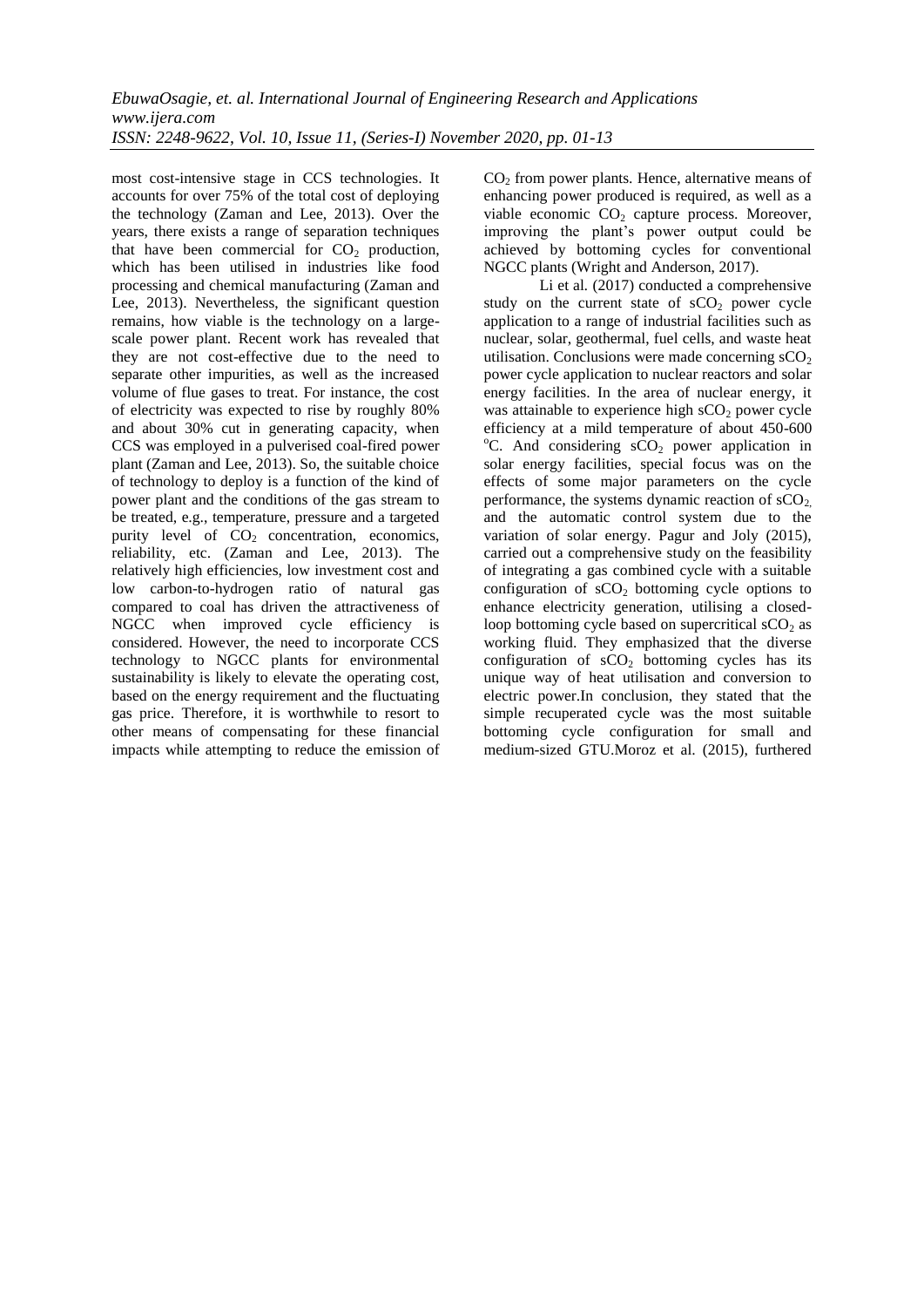most cost-intensive stage in CCS technologies. It accounts for over 75% of the total cost of deploying the technology (Zaman and Lee, 2013). Over the years, there exists a range of separation techniques that have been commercial for $CO_2$ production, which has been utilised in industries like food processing and chemical manufacturing (Zaman and Lee, 2013). Nevertheless, the significant question remains, how viable is the technology on a large-scale power plant. Recent work has revealed that they are not cost-effective due to the need to separate other impurities, as well as the increased volume of flue gases to treat. For instance, the cost of electricity was expected to rise by roughly 80% and about 30% cut in generating capacity, when CCS was employed in a pulverised coal-fired power plant (Zaman and Lee, 2013). So, the suitable choice of technology to deploy is a function of the kind of power plant and the conditions of the gas stream to be treated, e.g., temperature, pressure and a targeted purity level of $CO_2$ concentration, economics, reliability, etc. (Zaman and Lee, 2013). The relatively high efficiencies, low investment cost and low carbon-to-hydrogen ratio of natural gas compared to coal has driven the attractiveness of NGCC when improved cycle efficiency is considered. However, the need to incorporate CCS technology to NGCC plants for environmental sustainability is likely to elevate the operating cost, based on the energy requirement and the fluctuating gas price. Therefore, it is worthwhile to resort to other means of compensating for these financial impacts while attempting to reduce the emission of $CO_2$ from power plants. Hence, alternative means of enhancing power produced is required, as well as a viable economic $CO_2$ capture process. Moreover, improving the plant's power output could be achieved by bottoming cycles for conventional NGCC plants (Wright and Anderson, 2017).

Li et al. (2017) conducted a comprehensive study on the current state of $sCO_2$ power cycle application to a range of industrial facilities such as nuclear, solar, geothermal, fuel cells, and waste heat utilisation. Conclusions were made concerning $sCO_2$ power cycle application to nuclear reactors and solar energy facilities. In the area of nuclear energy, it was attainable to experience high $sCO_2$ power cycle efficiency at a mild temperature of about 450-600 $^{o}C$. And considering $sCO_2$ power application in solar energy facilities, special focus was on the effects of some major parameters on the cycle performance, the systems dynamic reaction of $sCO_2$, and the automatic control system due to the variation of solar energy. Pagur and Joly (2015), carried out a comprehensive study on the feasibility of integrating a gas combined cycle with a suitable configuration of $sCO_2$ bottoming cycle options to enhance electricity generation, utilising a closed-loop bottoming cycle based on supercritical $sCO_2$ as working fluid. They emphasized that the diverse configuration of $sCO_2$ bottoming cycles has its unique way of heat utilisation and conversion to electric power.In conclusion, they stated that the simple recuperated cycle was the most suitable bottoming cycle configuration for small and medium-sized GTU.Moroz et al. (2015), furthered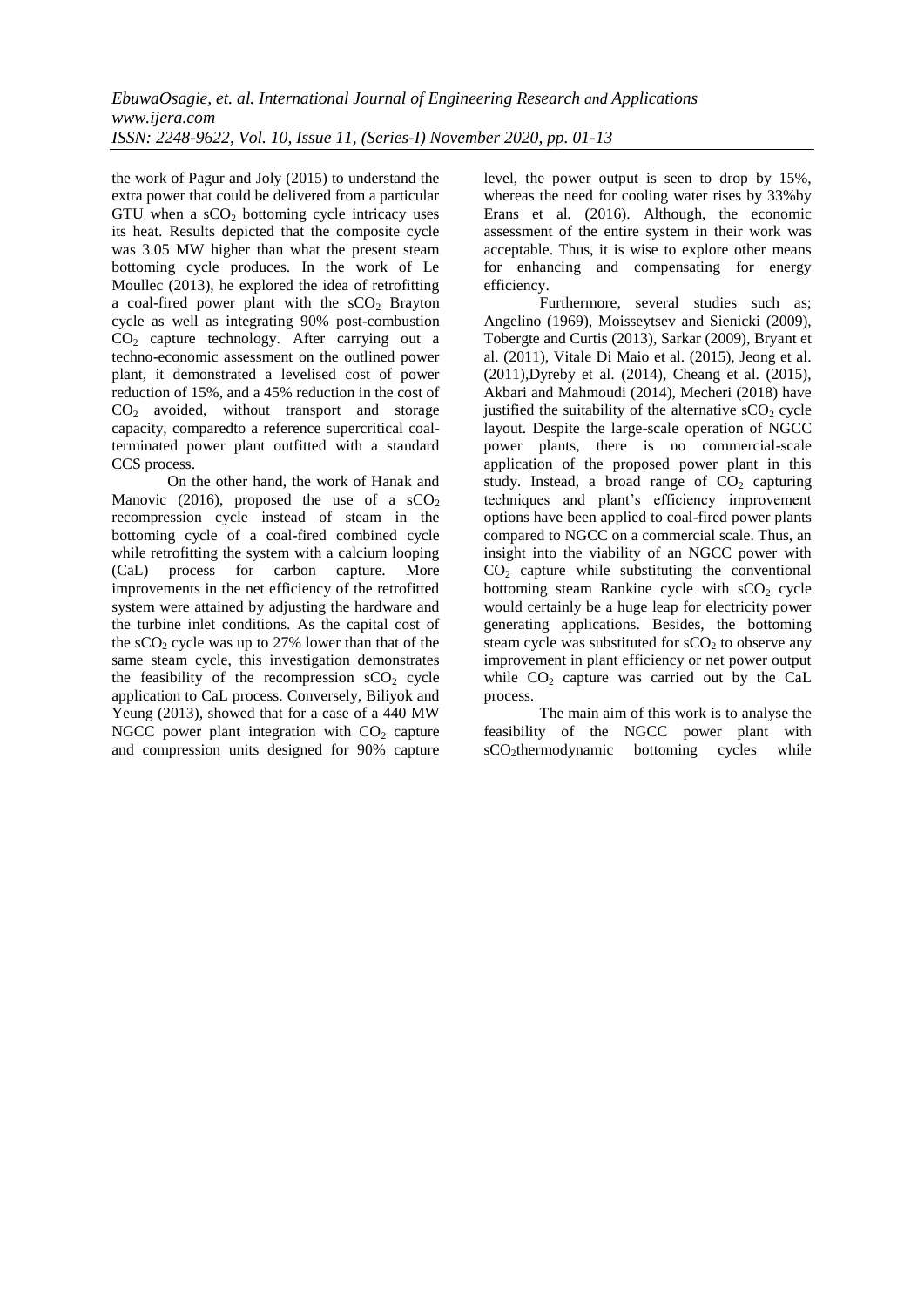the work of Pagur and Joly (2015) to understand the extra power that could be delivered from a particular GTU when a $sCO_2$ bottoming cycle intricacy uses its heat. Results depicted that the composite cycle was 3.05 MW higher than what the present steam bottoming cycle produces. In the work of Le Moullec (2013), he explored the idea of retrofitting a coal-fired power plant with the $sCO_2$ Brayton cycle as well as integrating 90% post-combustion $CO_2$ capture technology. After carrying out a techno-economic assessment on the outlined power plant, it demonstrated a levelised cost of power reduction of 15%, and a 45% reduction in the cost of $CO_2$ avoided, without transport and storage capacity, comparedto a reference supercritical coal-terminated power plant outfitted with a standard CCS process.

On the other hand, the work of Hanak and Manovic (2016), proposed the use of a $sCO_2$ recompression cycle instead of steam in the bottoming cycle of a coal-fired combined cycle while retrofitting the system with a calcium looping (CaL) process for carbon capture. More improvements in the net efficiency of the retrofitted system were attained by adjusting the hardware and the turbine inlet conditions. As the capital cost of the $sCO_2$ cycle was up to 27% lower than that of the same steam cycle, this investigation demonstrates the feasibility of the recompression $sCO_2$ cycle application to CaL process. Conversely, Biliyok and Yeung (2013), showed that for a case of a 440 MW NGCC power plant integration with $CO_2$ capture and compression units designed for 90% capture level, the power output is seen to drop by 15%, whereas the need for cooling water rises by 33%by Erans et al. (2016). Although, the economic assessment of the entire system in their work was acceptable. Thus, it is wise to explore other means for enhancing and compensating for energy efficiency.

Furthermore, several studies such as; Angelino (1969), Moisseytsev and Sienicki (2009), Tobergte and Curtis (2013), Sarkar (2009), Bryant et al. (2011), Vitale Di Maio et al. (2015), Jeong et al. (2011),Dyreby et al. (2014), Cheang et al. (2015), Akbari and Mahmoudi (2014), Mecheri (2018) have justified the suitability of the alternative $sCO_2$ cycle layout. Despite the large-scale operation of NGCC power plants, there is no commercial-scale application of the proposed power plant in this study. Instead, a broad range of $CO_2$ capturing techniques and plant's efficiency improvement options have been applied to coal-fired power plants compared to NGCC on a commercial scale. Thus, an insight into the viability of an NGCC power with $CO_2$ capture while substituting the conventional bottoming steam Rankine cycle with $sCO_2$ cycle would certainly be a huge leap for electricity power generating applications. Besides, the bottoming steam cycle was substituted for $sCO_2$ to observe any improvement in plant efficiency or net power output while $CO_2$ capture was carried out by the CaL process.

The main aim of this work is to analyse the feasibility of the NGCC power plant with $sCO_2$thermodynamic bottoming cycles while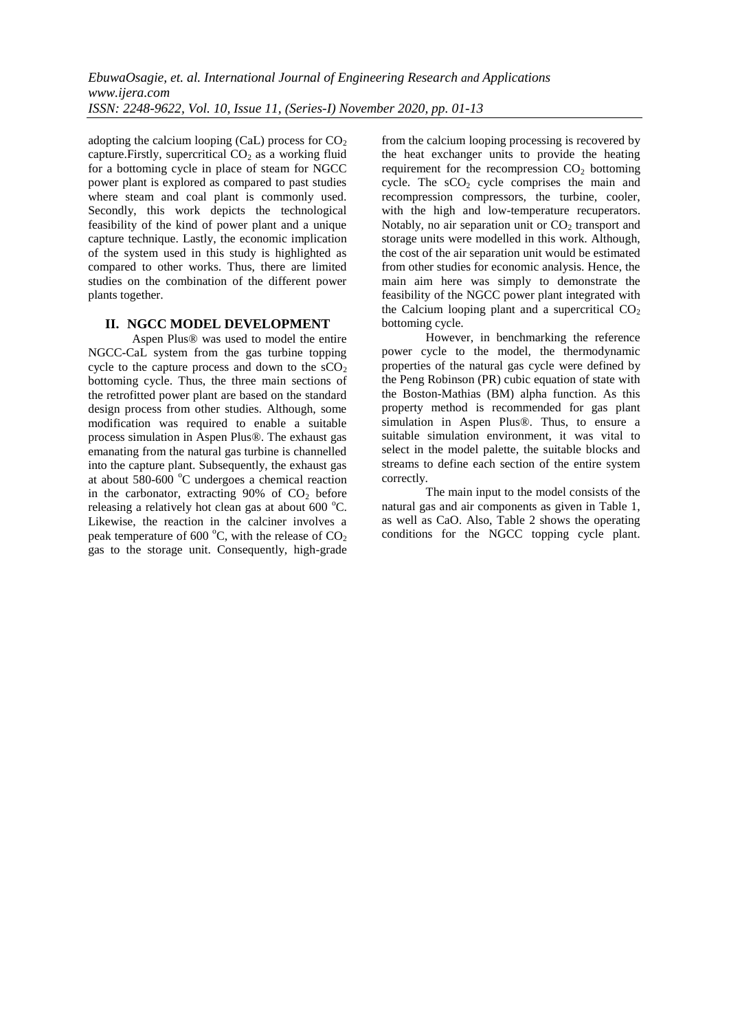adopting the calcium looping (CaL) process for $CO_2$ capture.Firstly, supercritical $CO_2$ as a working fluid for a bottoming cycle in place of steam for NGCC power plant is explored as compared to past studies where steam and coal plant is commonly used. Secondly, this work depicts the technological feasibility of the kind of power plant and a unique capture technique. Lastly, the economic implication of the system used in this study is highlighted as compared to other works. Thus, there are limited studies on the combination of the different power plants together.

## II. NGCC MODEL DEVELOPMENT

Aspen Plus® was used to model the entire NGCC-CaL system from the gas turbine topping cycle to the capture process and down to the $sCO_2$ bottoming cycle. Thus, the three main sections of the retrofitted power plant are based on the standard design process from other studies. Although, some modification was required to enable a suitable process simulation in Aspen Plus®. The exhaust gas emanating from the natural gas turbine is channelled into the capture plant. Subsequently, the exhaust gas at about 580-600 $^{o}$C undergoes a chemical reaction in the carbonator, extracting 90% of $CO_2$ before releasing a relatively hot clean gas at about 600 $^{o}$C. Likewise, the reaction in the calciner involves a peak temperature of 600 $^{o}$C, with the release of $CO_2$ gas to the storage unit. Consequently, high-grade from the calcium looping processing is recovered by the heat exchanger units to provide the heating requirement for the recompression $CO_2$ bottoming cycle. The $sCO_2$ cycle comprises the main and recompression compressors, the turbine, cooler, with the high and low-temperature recuperators. Notably, no air separation unit or $CO_2$ transport and storage units were modelled in this work. Although, the cost of the air separation unit would be estimated from other studies for economic analysis. Hence, the main aim here was simply to demonstrate the feasibility of the NGCC power plant integrated with the Calcium looping plant and a supercritical $CO_2$ bottoming cycle.

However, in benchmarking the reference power cycle to the model, the thermodynamic properties of the natural gas cycle were defined by the Peng Robinson (PR) cubic equation of state with the Boston-Mathias (BM) alpha function. As this property method is recommended for gas plant simulation in Aspen Plus®. Thus, to ensure a suitable simulation environment, it was vital to select in the model palette, the suitable blocks and streams to define each section of the entire system correctly.

The main input to the model consists of the natural gas and air components as given in Table 1, as well as CaO. Also, Table 2 shows the operating conditions for the NGCC topping cycle plant.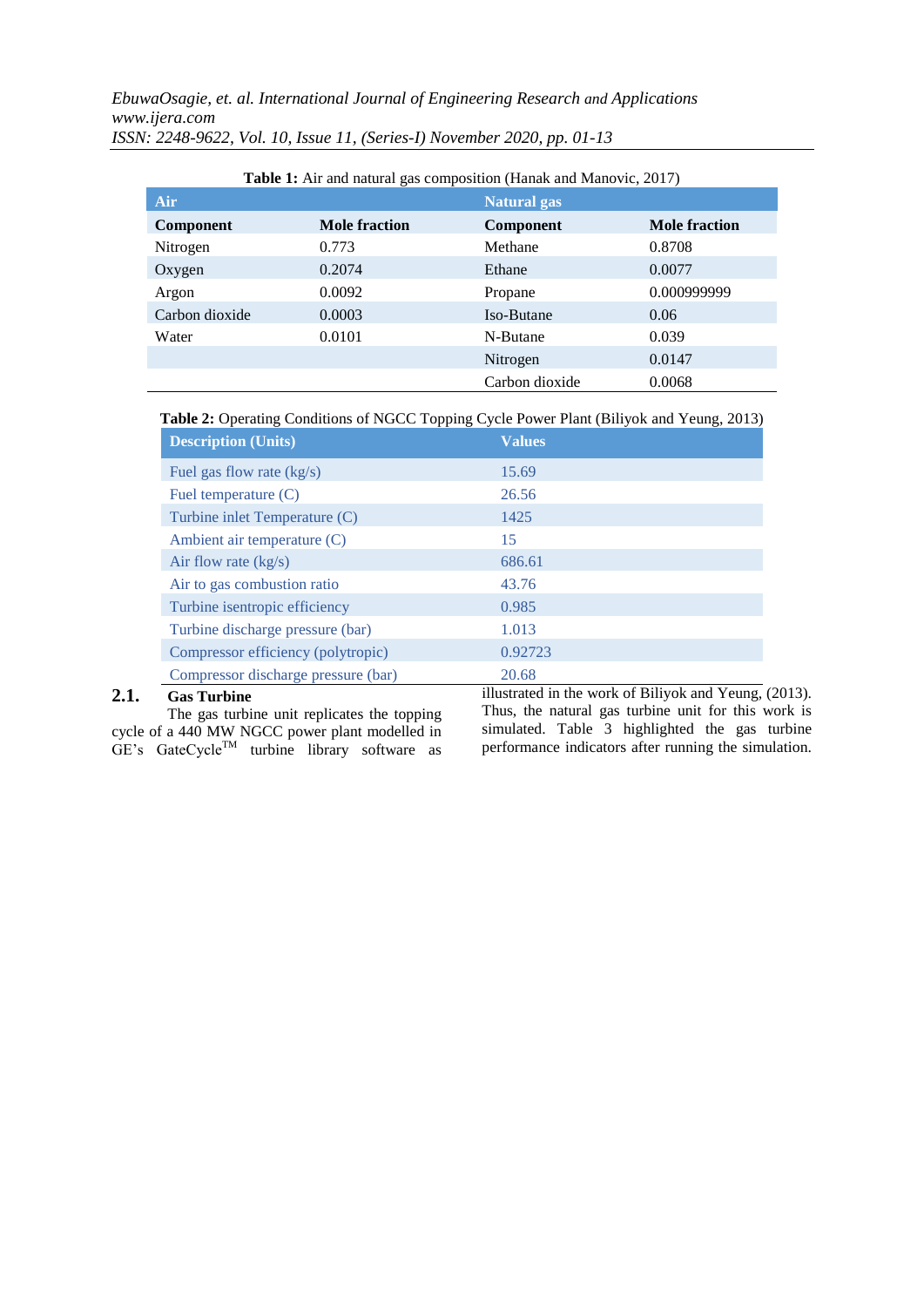**Table 1:** Air and natural gas composition (Hanak and Manovic, 2017)

| Air | | Natural gas | |
|---|---|---|---|
| **Component** | **Mole fraction** | **Component** | **Mole fraction** |
| Nitrogen | 0.773 | Methane | 0.8708 |
| Oxygen | 0.2074 | Ethane | 0.0077 |
| Argon | 0.0092 | Propane | 0.000999999 |
| Carbon dioxide | 0.0003 | Iso-Butane | 0.06 |
| Water | 0.0101 | N-Butane | 0.039 |
| | | Nitrogen | 0.0147 |
| | | Carbon dioxide | 0.0068 |

**Table 2:** Operating Conditions of NGCC Topping Cycle Power Plant (Biliyok and Yeung, 2013)

| Description (Units) | Values |
|---|---|
| Fuel gas flow rate (kg/s) | 15.69 |
| Fuel temperature (C) | 26.56 |
| Turbine inlet Temperature (C) | 1425 |
| Ambient air temperature (C) | 15 |
| Air flow rate (kg/s) | 686.61 |
| Air to gas combustion ratio | 43.76 |
| Turbine isentropic efficiency | 0.985 |
| Turbine discharge pressure (bar) | 1.013 |
| Compressor efficiency (polytropic) | 0.92723 |
| Compressor discharge pressure (bar) | 20.68 |

## 2.1. Gas Turbine

The gas turbine unit replicates the topping cycle of a 440 MW NGCC power plant modelled in GE's GateCycle$^{TM}$ turbine library software as illustrated in the work of Biliyok and Yeung, (2013). Thus, the natural gas turbine unit for this work is simulated. Table 3 highlighted the gas turbine performance indicators after running the simulation.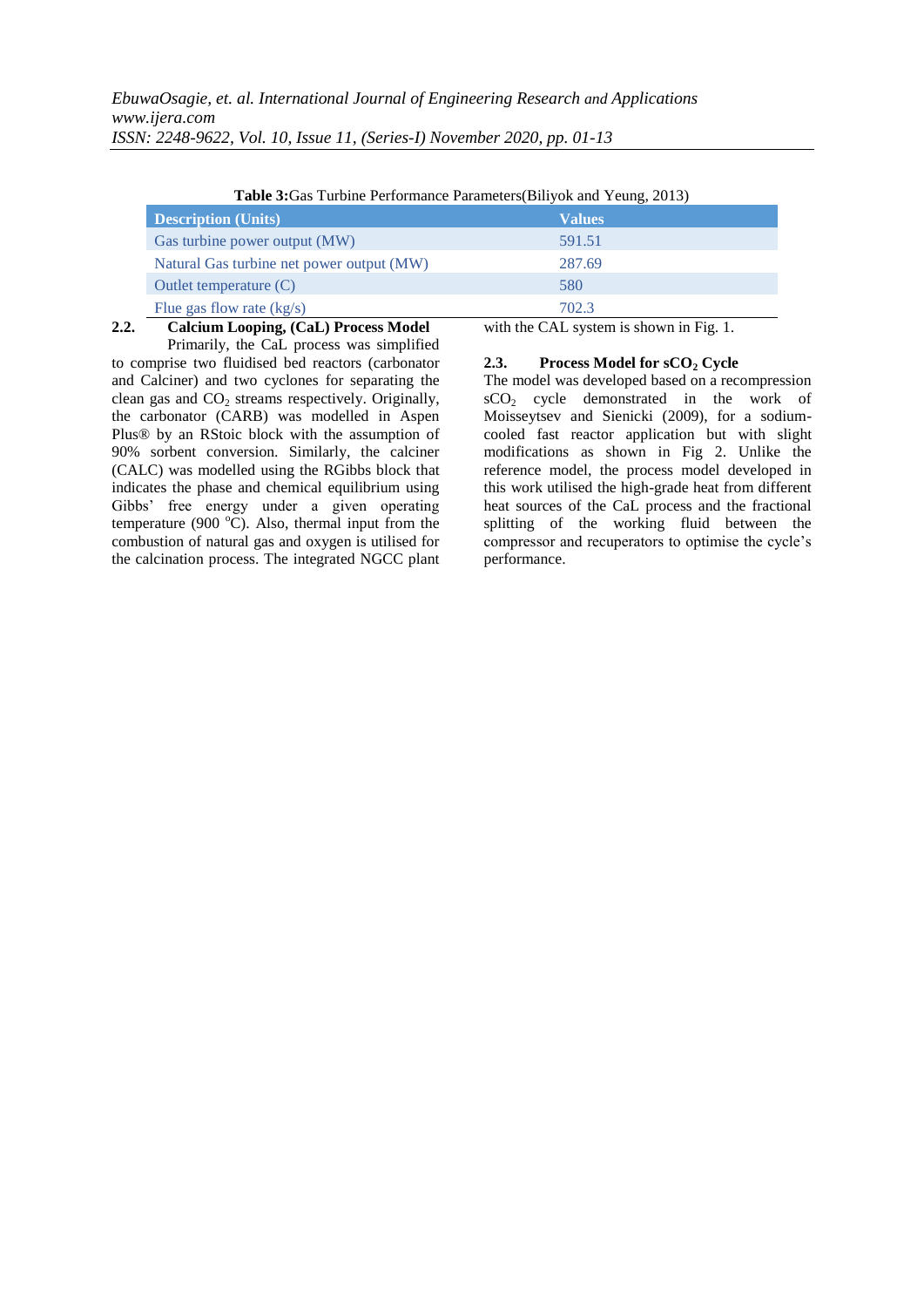**Table 3:** Gas Turbine Performance Parameters(Biliyok and Yeung, 2013)

| Description (Units) | Values |
|---|---|
| Gas turbine power output (MW) | 591.51 |
| Natural Gas turbine net power output (MW) | 287.69 |
| Outlet temperature (C) | 580 |
| Flue gas flow rate (kg/s) | 702.3 |

## 2.2. Calcium Looping, (CaL) Process Model

Primarily, the CaL process was simplified to comprise two fluidised bed reactors (carbonator and Calciner) and two cyclones for separating the clean gas and $CO_2$ streams respectively. Originally, the carbonator (CARB) was modelled in Aspen Plus® by an RStoic block with the assumption of 90% sorbent conversion. Similarly, the calciner (CALC) was modelled using the RGibbs block that indicates the phase and chemical equilibrium using Gibbs' free energy under a given operating temperature (900 $^{o}$C). Also, thermal input from the combustion of natural gas and oxygen is utilised for the calcination process. The integrated NGCC plant with the CAL system is shown in Fig. 1.

## 2.3. Process Model for $sCO_2$ Cycle

The model was developed based on a recompression $sCO_2$ cycle demonstrated in the work of Moisseytsev and Sienicki (2009), for a sodium-cooled fast reactor application but with slight modifications as shown in Fig 2. Unlike the reference model, the process model developed in this work utilised the high-grade heat from different heat sources of the CaL process and the fractional splitting of the working fluid between the compressor and recuperators to optimise the cycle's performance.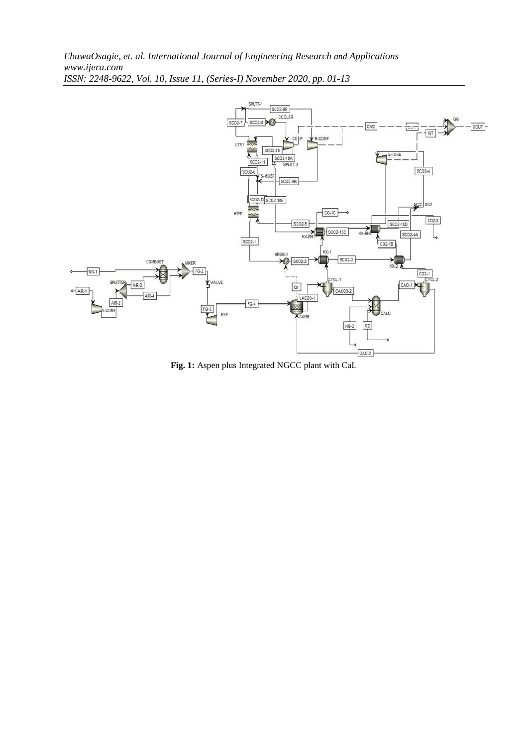**Fig. 1:** Aspen plus Integrated NGCC plant with CaL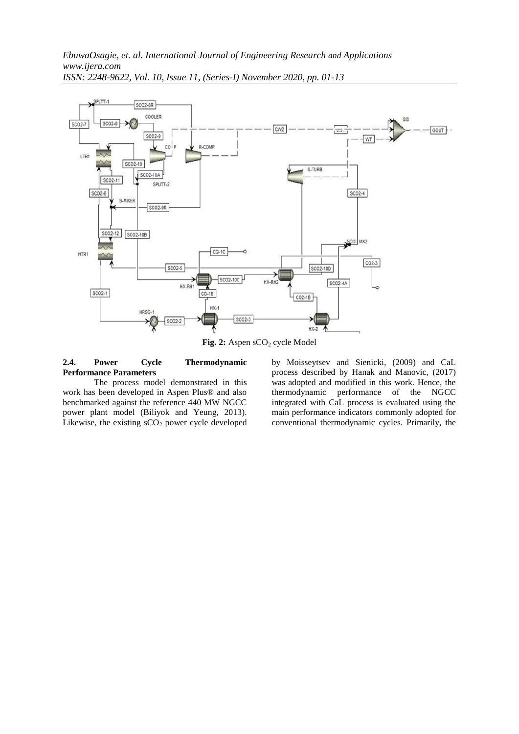**Fig. 2:** Aspen $sCO_2$ cycle Model

### 2.4. Power Cycle Thermodynamic Performance Parameters

The process model demonstrated in this work has been developed in Aspen Plus® and also benchmarked against the reference 440 MW NGCC power plant model (Biliyok and Yeung, 2013). Likewise, the existing $sCO_2$ power cycle developed by Moisseytsev and Sienicki, (2009) and CaL process described by Hanak and Manovic, (2017) was adopted and modified in this work. Hence, the thermodynamic performance of the NGCC integrated with CaL process is evaluated using the main performance indicators commonly adopted for conventional thermodynamic cycles. Primarily, the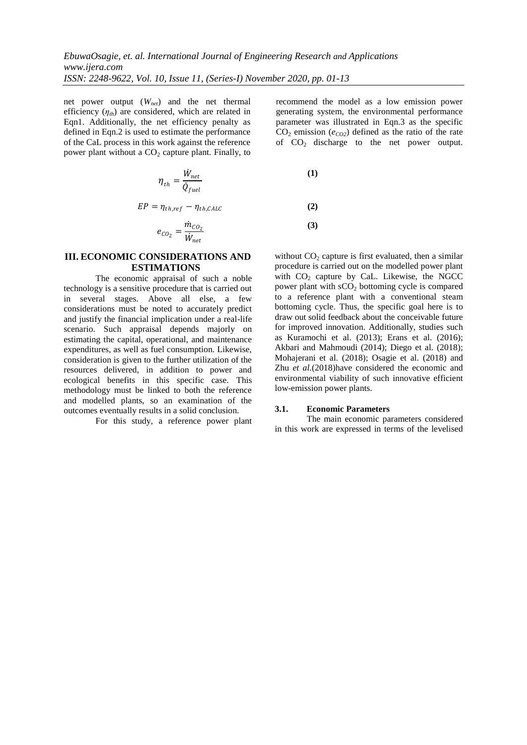net power output ($W_{net}$) and the net thermal efficiency ($\eta_{th}$) are considered, which are related in Eqn1. Additionally, the net efficiency penalty as defined in Eqn.2 is used to estimate the performance of the CaL process in this work against the reference power plant without a $CO_2$ capture plant. Finally, to recommend the model as a low emission power generating system, the environmental performance parameter was illustrated in Eqn.3 as the specific $CO_2$ emission ($e_{CO2}$) defined as the ratio of the rate of $CO_2$ discharge to the net power output.

$$\eta_{th} = \frac{\dot{W}_{net}}{\dot{Q}_{fuel}} \quad \textbf{(1)}$$

$$EP = \eta_{th,ref} - \eta_{th,CALC} \quad \textbf{(2)}$$

$$e_{CO_2} = \frac{\dot{m}_{CO_2}}{\dot{W}_{net}} \quad \textbf{(3)}$$

## III. ECONOMIC CONSIDERATIONS AND ESTIMATIONS

The economic appraisal of such a noble technology is a sensitive procedure that is carried out in several stages. Above all else, a few considerations must be noted to accurately predict and justify the financial implication under a real-life scenario. Such appraisal depends majorly on estimating the capital, operational, and maintenance expenditures, as well as fuel consumption. Likewise, consideration is given to the further utilization of the resources delivered, in addition to power and ecological benefits in this specific case. This methodology must be linked to both the reference and modelled plants, so an examination of the outcomes eventually results in a solid conclusion.

For this study, a reference power plant without $CO_2$ capture is first evaluated, then a similar procedure is carried out on the modelled power plant with $CO_2$ capture by CaL. Likewise, the NGCC power plant with $sCO_2$ bottoming cycle is compared to a reference plant with a conventional steam bottoming cycle. Thus, the specific goal here is to draw out solid feedback about the conceivable future for improved innovation. Additionally, studies such as Kuramochi et al. (2013); Erans et al. (2016); Akbari and Mahmoudi (2014); Diego et al. (2018); Mohajerani et al. (2018); Osagie et al. (2018) and Zhu *et al.*(2018)have considered the economic and environmental viability of such innovative efficient low-emission power plants.

### 3.1. Economic Parameters

The main economic parameters considered in this work are expressed in terms of the levelised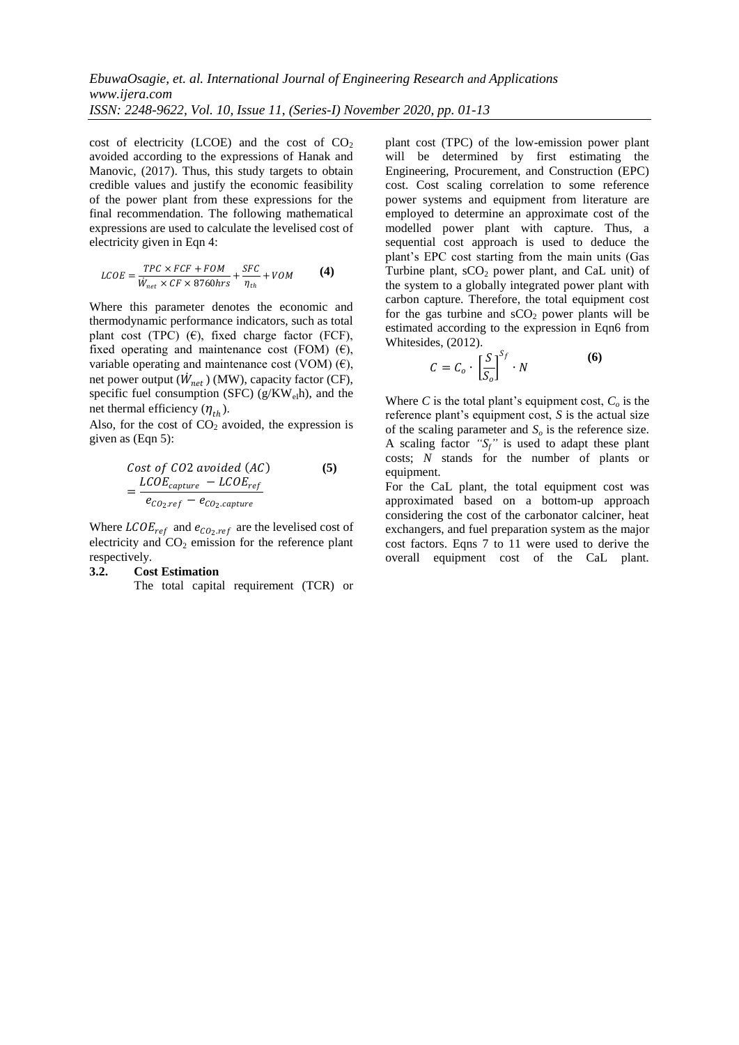cost of electricity (LCOE) and the cost of $CO_2$ avoided according to the expressions of Hanak and Manovic, (2017). Thus, this study targets to obtain credible values and justify the economic feasibility of the power plant from these expressions for the final recommendation. The following mathematical expressions are used to calculate the levelised cost of electricity given in Eqn 4:

$$LCOE = \frac{TPC \times FCF + FOM}{\dot{W}_{net} \times CF \times 8760hrs} + \frac{SFC}{\eta_{th}} + VOM \qquad \textbf{(4)}$$

Where this parameter denotes the economic and thermodynamic performance indicators, such as total plant cost (TPC) (€), fixed charge factor (FCF), fixed operating and maintenance cost (FOM) (€), variable operating and maintenance cost (VOM) (€), net power output ($\dot{W}_{net}$) (MW), capacity factor (CF), specific fuel consumption (SFC) (g/$KW_{el}$h), and the net thermal efficiency ($\eta_{th}$).

Also, for the cost of $CO_2$ avoided, the expression is given as (Eqn 5):

$$Cost\ of\ CO2\ avoided\ (AC) = \frac{LCOE_{capture} - LCOE_{ref}}{e_{CO_2.ref} - e_{CO_2.capture}} \qquad \textbf{(5)}$$

Where $LCOE_{ref}$ and $e_{CO_2.ref}$ are the levelised cost of electricity and $CO_2$ emission for the reference plant respectively.

### 3.2. Cost Estimation

The total capital requirement (TCR) or plant cost (TPC) of the low-emission power plant will be determined by first estimating the Engineering, Procurement, and Construction (EPC) cost. Cost scaling correlation to some reference power systems and equipment from literature are employed to determine an approximate cost of the modelled power plant with capture. Thus, a sequential cost approach is used to deduce the plant's EPC cost starting from the main units (Gas Turbine plant, $sCO_2$ power plant, and CaL unit) of the system to a globally integrated power plant with carbon capture. Therefore, the total equipment cost for the gas turbine and $sCO_2$ power plants will be estimated according to the expression in Eqn6 from Whitesides, (2012).

$$C = C_o \cdot \left[\frac{S}{S_o}\right]^{S_f} \cdot N \qquad \textbf{(6)}$$

Where $C$ is the total plant's equipment cost, $C_o$ is the reference plant's equipment cost, $S$ is the actual size of the scaling parameter and $S_o$ is the reference size. A scaling factor *"$S_f$"* is used to adapt these plant costs; $N$ stands for the number of plants or equipment.

For the CaL plant, the total equipment cost was approximated based on a bottom-up approach considering the cost of the carbonator calciner, heat exchangers, and fuel preparation system as the major cost factors. Eqns 7 to 11 were used to derive the overall equipment cost of the CaL plant.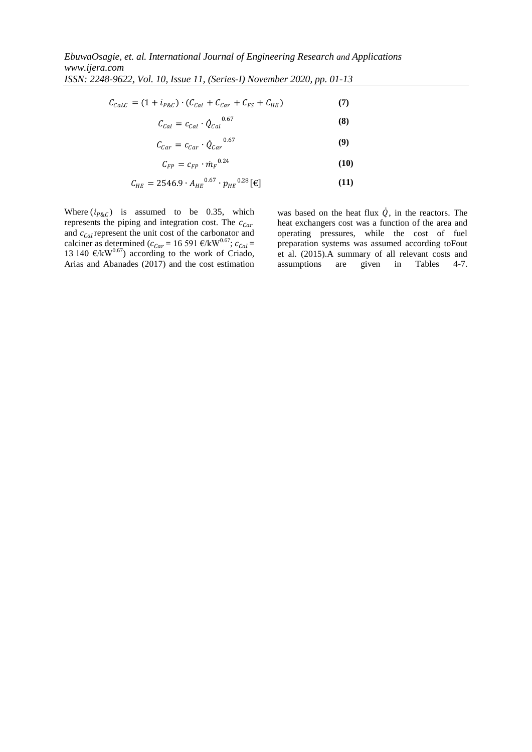$$C_{CaLC} = (1 + i_{P\&C}) \cdot (C_{Cal} + C_{Car} + C_{FS} + C_{HE}) \quad (7)$$

$$C_{Cal} = c_{Cal} \cdot \dot{Q}_{Cal}^{\ 0.67} \quad (8)$$

$$C_{Car} = c_{Car} \cdot \dot{Q}_{Car}^{\ 0.67} \quad (9)$$

$$C_{FP} = c_{FP} \cdot \dot{m}_F^{\ 0.24} \quad (10)$$

$$C_{HE} = 2546.9 \cdot A_{HE}^{\ 0.67} \cdot p_{HE}^{\ 0.28} \, [€] \quad (11)$$

Where ($i_{P\&C}$) is assumed to be 0.35, which represents the piping and integration cost. The $c_{Car}$ and $c_{Cal}$ represent the unit cost of the carbonator and calciner as determined ($c_{Car}$ = 16 591 €/kW$^{0.67}$; $c_{Cal}$ = 13 140 €/kW$^{0.67}$) according to the work of Criado, Arias and Abanades (2017) and the cost estimation was based on the heat flux $\dot{Q}$, in the reactors. The heat exchangers cost was a function of the area and operating pressures, while the cost of fuel preparation systems was assumed according toFout et al. (2015).A summary of all relevant costs and assumptions are given in Tables 4-7.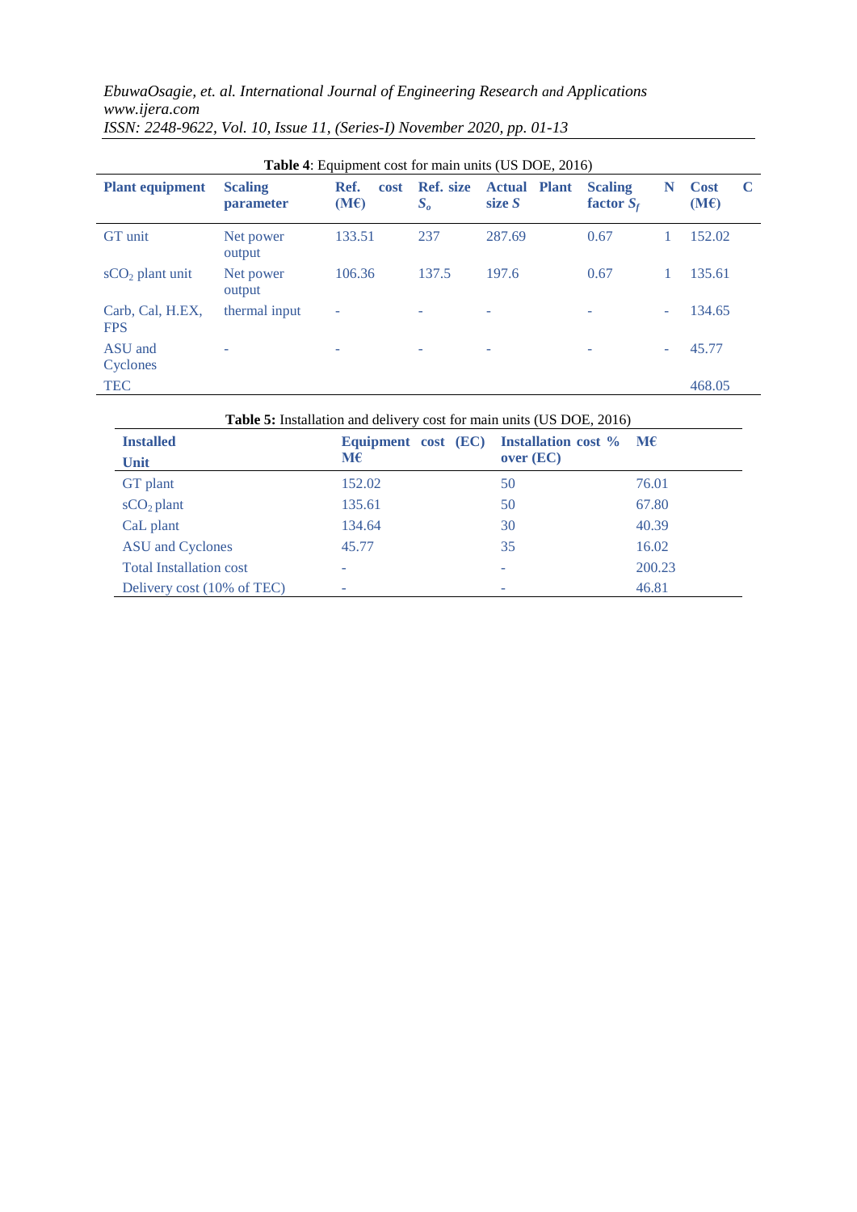**Table 4**: Equipment cost for main units (US DOE, 2016)

| Plant equipment | Scaling parameter | Ref. cost (M€) | Ref. size $S_o$ | Actual Plant size $S$ | Scaling factor $S_f$ | N | Cost (M€) | C |
|---|---|---|---|---|---|---|---|---|
| GT unit | Net power output | 133.51 | 237 | 287.69 | 0.67 | 1 | 152.02 | |
| $sCO_2$ plant unit | Net power output | 106.36 | 137.5 | 197.6 | 0.67 | 1 | 135.61 | |
| Carb, Cal, H.EX, FPS | thermal input | - | - | - | - | - | 134.65 | |
| ASU and Cyclones | - | - | - | - | - | - | 45.77 | |
| TEC | | | | | | | 468.05 | |

**Table 5:** Installation and delivery cost for main units (US DOE, 2016)

| Installed Unit | Equipment cost (EC) M€ | Installation cost % over (EC) | M€ |
|---|---|---|---|
| GT plant | 152.02 | 50 | 76.01 |
| $sCO_2$ plant | 135.61 | 50 | 67.80 |
| CaL plant | 134.64 | 30 | 40.39 |
| ASU and Cyclones | 45.77 | 35 | 16.02 |
| Total Installation cost | - | - | 200.23 |
| Delivery cost (10% of TEC) | - | - | 46.81 |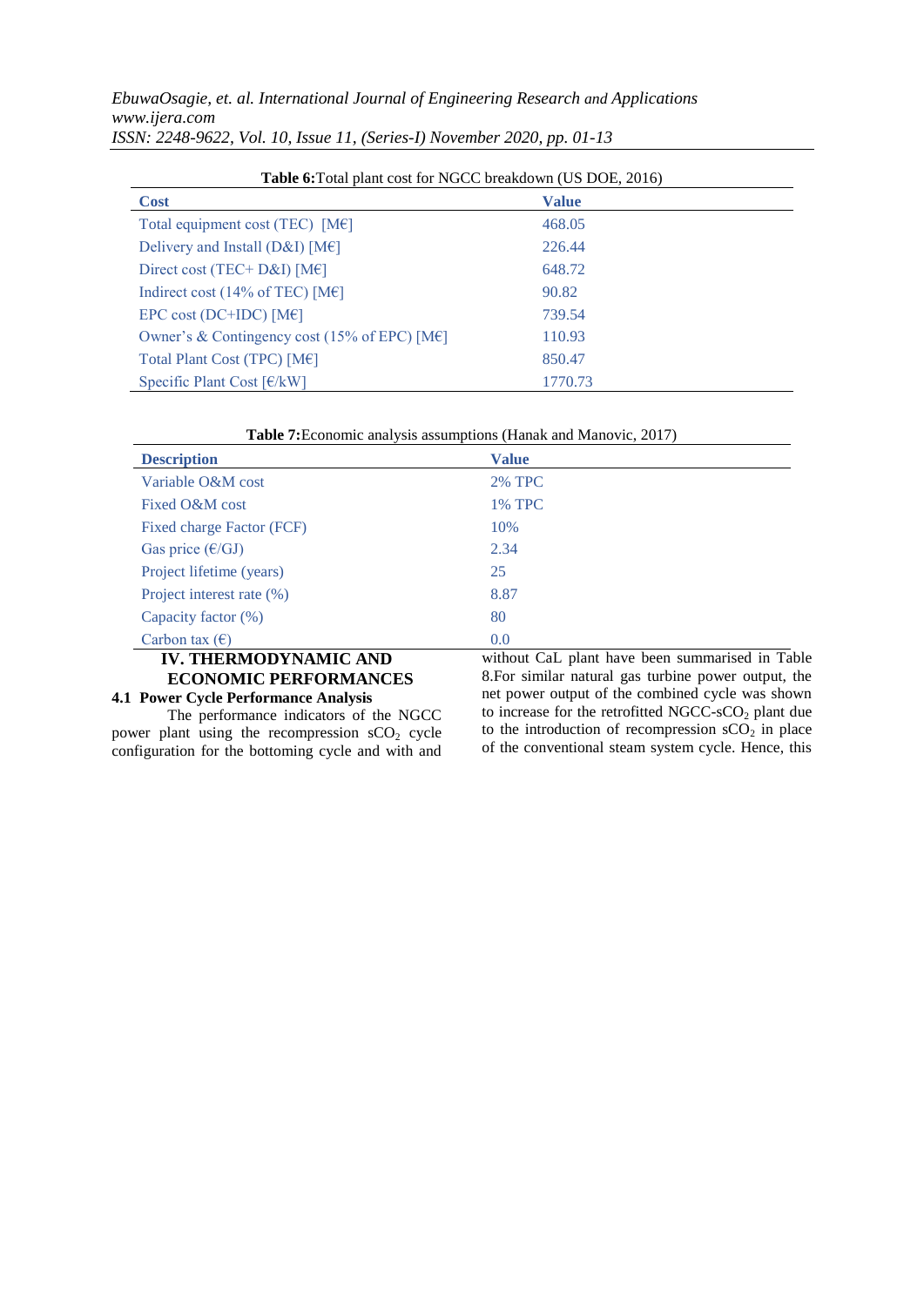**Table 6:** Total plant cost for NGCC breakdown (US DOE, 2016)

| Cost | Value |
|---|---|
| Total equipment cost (TEC) [M€] | 468.05 |
| Delivery and Install (D&I) [M€] | 226.44 |
| Direct cost (TEC+ D&I) [M€] | 648.72 |
| Indirect cost (14% of TEC) [M€] | 90.82 |
| EPC cost (DC+IDC) [M€] | 739.54 |
| Owner's & Contingency cost (15% of EPC) [M€] | 110.93 |
| Total Plant Cost (TPC) [M€] | 850.47 |
| Specific Plant Cost [€/kW] | 1770.73 |

**Table 7:** Economic analysis assumptions (Hanak and Manovic, 2017)

| Description | Value |
|---|---|
| Variable O&M cost | 2% TPC |
| Fixed O&M cost | 1% TPC |
| Fixed charge Factor (FCF) | 10% |
| Gas price (€/GJ) | 2.34 |
| Project lifetime (years) | 25 |
| Project interest rate (%) | 8.87 |
| Capacity factor (%) | 80 |
| Carbon tax (€) | 0.0 |

## IV. THERMODYNAMIC AND ECONOMIC PERFORMANCES

### 4.1 Power Cycle Performance Analysis

The performance indicators of the NGCC power plant using the recompression $sCO_2$ cycle configuration for the bottoming cycle and with and without CaL plant have been summarised in Table 8. For similar natural gas turbine power output, the net power output of the combined cycle was shown to increase for the retrofitted NGCC-$sCO_2$ plant due to the introduction of recompression $sCO_2$ in place of the conventional steam system cycle. Hence, this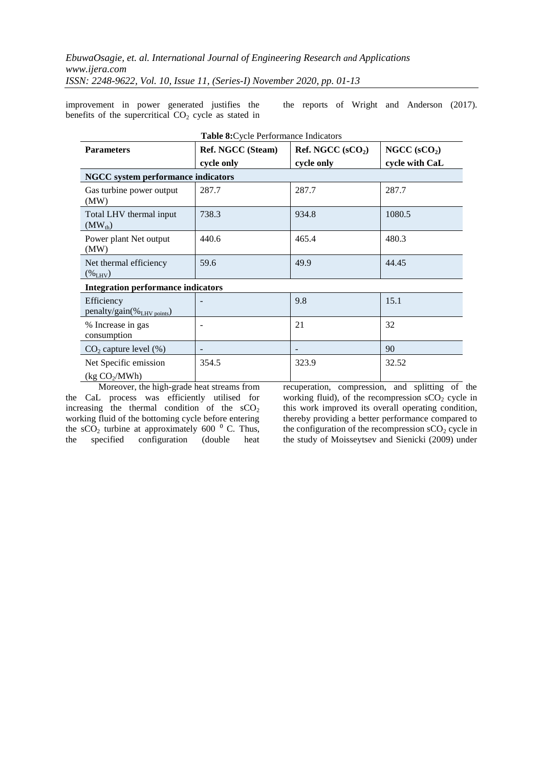improvement in power generated justifies the benefits of the supercritical $CO_2$ cycle as stated in the reports of Wright and Anderson (2017).

**Table 8:** Cycle Performance Indicators

| Parameters | Ref. NGCC (Steam) cycle only | Ref. NGCC ($sCO_2$) cycle only | NGCC ($sCO_2$) cycle with CaL |
|---|---|---|---|
| **NGCC system performance indicators** | | | |
| Gas turbine power output (MW) | 287.7 | 287.7 | 287.7 |
| Total LHV thermal input ($MW_{th}$) | 738.3 | 934.8 | 1080.5 |
| Power plant Net output (MW) | 440.6 | 465.4 | 480.3 |
| Net thermal efficiency ($\%_{LHV}$) | 59.6 | 49.9 | 44.45 |
| **Integration performance indicators** | | | |
| Efficiency penalty/gain($\%_{LHV\ points}$) | - | 9.8 | 15.1 |
| % Increase in gas consumption | - | 21 | 32 |
| $CO_2$ capture level (%) | - | - | 90 |
| Net Specific emission (kg $CO_2$/MWh) | 354.5 | 323.9 | 32.52 |

Moreover, the high-grade heat streams from the CaL process was efficiently utilised for increasing the thermal condition of the $sCO_2$ working fluid of the bottoming cycle before entering the $sCO_2$ turbine at approximately 600 $^0$ C. Thus, the specified configuration (double heat recuperation, compression, and splitting of the working fluid), of the recompression $sCO_2$ cycle in this work improved its overall operating condition, thereby providing a better performance compared to the configuration of the recompression $sCO_2$ cycle in the study of Moisseytsev and Sienicki (2009) under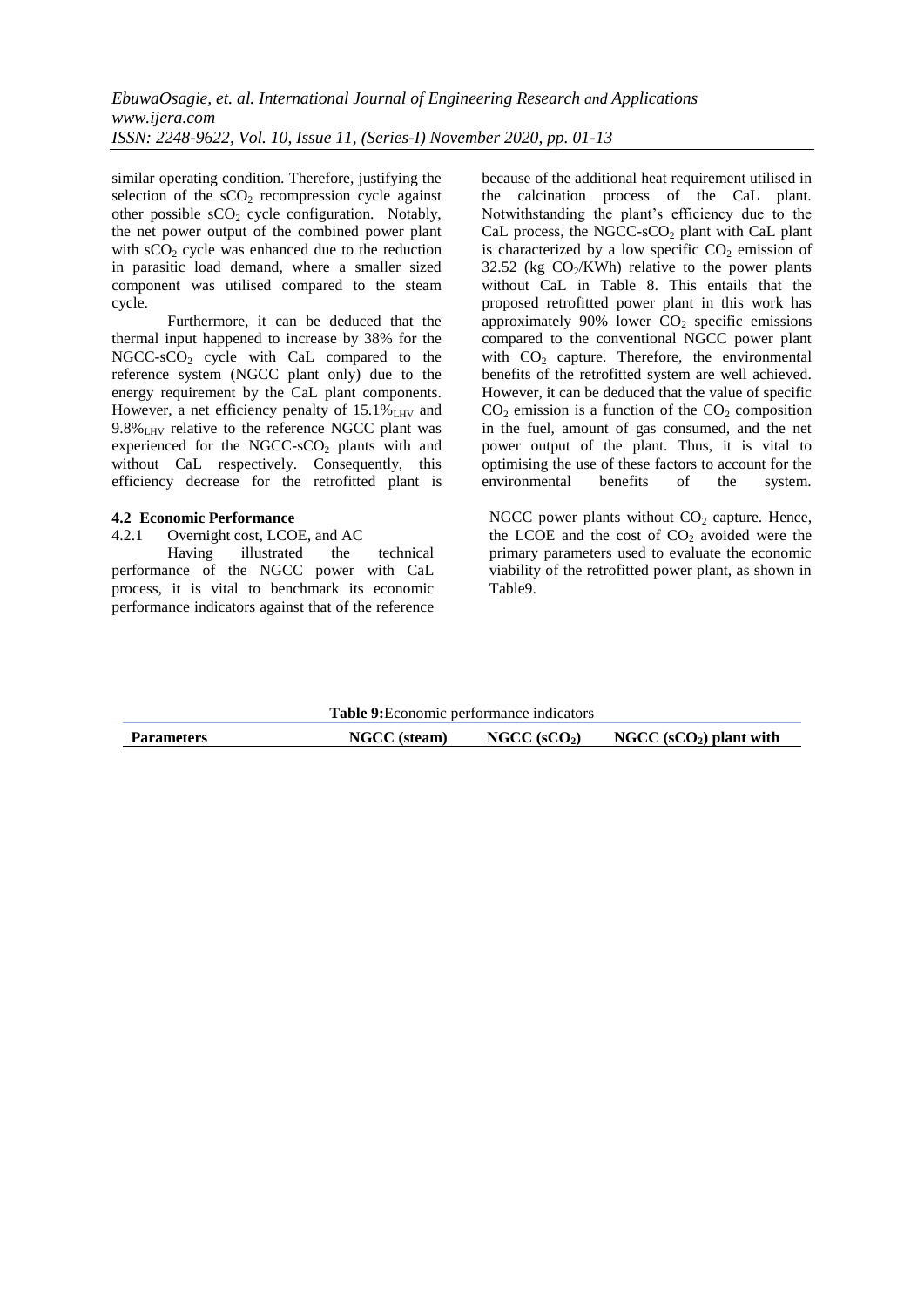similar operating condition. Therefore, justifying the selection of the $sCO_2$ recompression cycle against other possible $sCO_2$ cycle configuration. Notably, the net power output of the combined power plant with $sCO_2$ cycle was enhanced due to the reduction in parasitic load demand, where a smaller sized component was utilised compared to the steam cycle.

Furthermore, it can be deduced that the thermal input happened to increase by 38% for the NGCC-$sCO_2$ cycle with CaL compared to the reference system (NGCC plant only) due to the energy requirement by the CaL plant components. However, a net efficiency penalty of 15.1%$_{LHV}$ and 9.8%$_{LHV}$ relative to the reference NGCC plant was experienced for the NGCC-$sCO_2$ plants with and without CaL respectively. Consequently, this efficiency decrease for the retrofitted plant is because of the additional heat requirement utilised in the calcination process of the CaL plant. Notwithstanding the plant's efficiency due to the CaL process, the NGCC-$sCO_2$ plant with CaL plant is characterized by a low specific $CO_2$ emission of 32.52 (kg $CO_2$/KWh) relative to the power plants without CaL in Table 8. This entails that the proposed retrofitted power plant in this work has approximately 90% lower $CO_2$ specific emissions compared to the conventional NGCC power plant with $CO_2$ capture. Therefore, the environmental benefits of the retrofitted system are well achieved. However, it can be deduced that the value of specific $CO_2$ emission is a function of the $CO_2$ composition in the fuel, amount of gas consumed, and the net power output of the plant. Thus, it is vital to optimising the use of these factors to account for the environmental benefits of the system.

### 4.2 Economic Performance

#### 4.2.1 Overnight cost, LCOE, and AC

Having illustrated the technical performance of the NGCC power with CaL process, it is vital to benchmark its economic performance indicators against that of the reference NGCC power plants without $CO_2$ capture. Hence, the LCOE and the cost of $CO_2$ avoided were the primary parameters used to evaluate the economic viability of the retrofitted power plant, as shown in Table9.

**Table 9:** Economic performance indicators

| Parameters | NGCC (steam) | NGCC ($sCO_2$) | NGCC ($sCO_2$) plant with |
|---|---|---|---|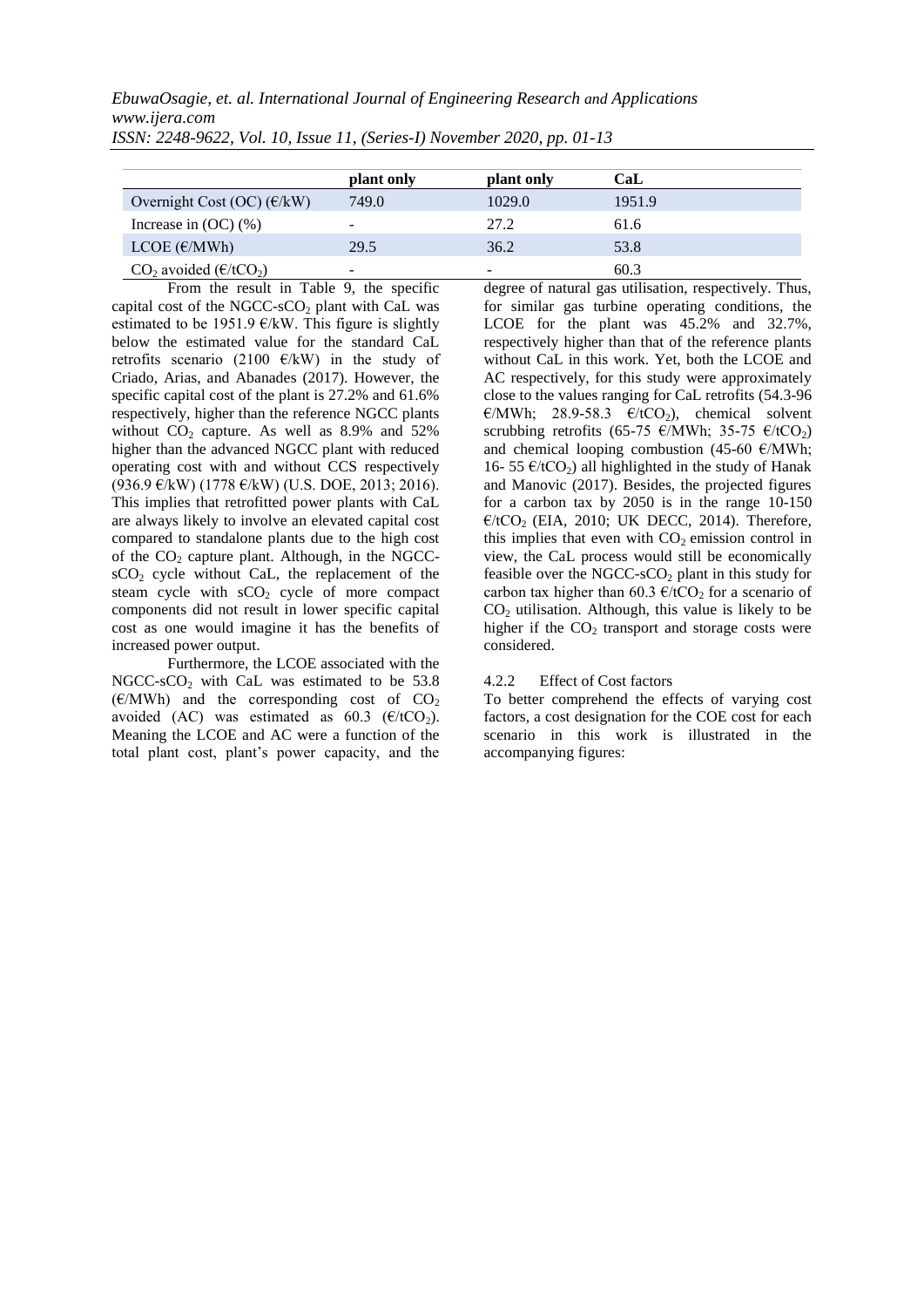| | plant only | plant only | CaL |
|---|---|---|---|
| Overnight Cost (OC) (€/kW) | 749.0 | 1029.0 | 1951.9 |
| Increase in (OC) (%) | - | 27.2 | 61.6 |
| LCOE (€/MWh) | 29.5 | 36.2 | 53.8 |
| $CO_2$ avoided (€/t$CO_2$) | - | - | 60.3 |

From the result in Table 9, the specific capital cost of the NGCC-s$CO_2$ plant with CaL was estimated to be 1951.9 €/kW. This figure is slightly below the estimated value for the standard CaL retrofits scenario (2100 €/kW) in the study of Criado, Arias, and Abanades (2017). However, the specific capital cost of the plant is 27.2% and 61.6% respectively, higher than the reference NGCC plants without $CO_2$ capture. As well as 8.9% and 52% higher than the advanced NGCC plant with reduced operating cost with and without CCS respectively (936.9 €/kW) (1778 €/kW) (U.S. DOE, 2013; 2016). This implies that retrofitted power plants with CaL are always likely to involve an elevated capital cost compared to standalone plants due to the high cost of the $CO_2$ capture plant. Although, in the NGCC-s$CO_2$ cycle without CaL, the replacement of the steam cycle with s$CO_2$ cycle of more compact components did not result in lower specific capital cost as one would imagine it has the benefits of increased power output.

Furthermore, the LCOE associated with the NGCC-s$CO_2$ with CaL was estimated to be 53.8 (€/MWh) and the corresponding cost of $CO_2$ avoided (AC) was estimated as 60.3 (€/t$CO_2$). Meaning the LCOE and AC were a function of the total plant cost, plant's power capacity, and the degree of natural gas utilisation, respectively. Thus, for similar gas turbine operating conditions, the LCOE for the plant was 45.2% and 32.7%, respectively higher than that of the reference plants without CaL in this work. Yet, both the LCOE and AC respectively, for this study were approximately close to the values ranging for CaL retrofits (54.3-96 €/MWh; 28.9-58.3 €/t$CO_2$), chemical solvent scrubbing retrofits (65-75 €/MWh; 35-75 €/t$CO_2$) and chemical looping combustion (45-60 €/MWh; 16- 55 €/t$CO_2$) all highlighted in the study of Hanak and Manovic (2017). Besides, the projected figures for a carbon tax by 2050 is in the range 10-150 €/t$CO_2$ (EIA, 2010; UK DECC, 2014). Therefore, this implies that even with $CO_2$ emission control in view, the CaL process would still be economically feasible over the NGCC-s$CO_2$ plant in this study for carbon tax higher than 60.3 €/t$CO_2$ for a scenario of $CO_2$ utilisation. Although, this value is likely to be higher if the $CO_2$ transport and storage costs were considered.

#### 4.2.2 Effect of Cost factors

To better comprehend the effects of varying cost factors, a cost designation for the COE cost for each scenario in this work is illustrated in the accompanying figures: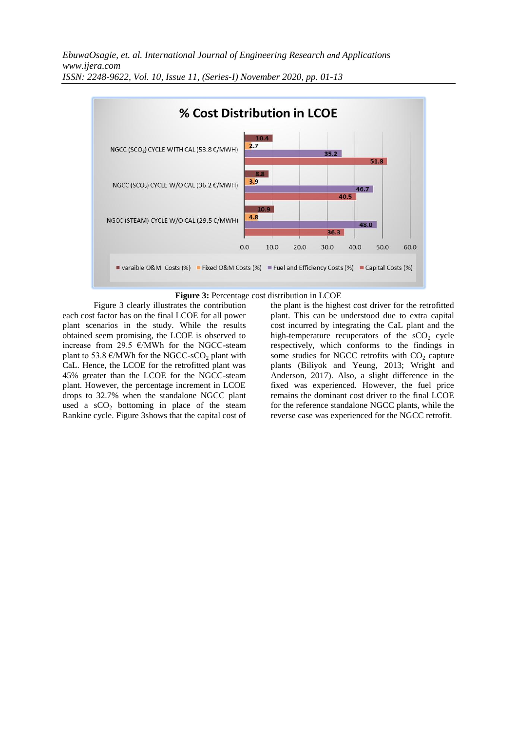**Figure 3:** Percentage cost distribution in LCOE

Figure 3 clearly illustrates the contribution each cost factor has on the final LCOE for all power plant scenarios in the study. While the results obtained seem promising, the LCOE is observed to increase from 29.5 €/MWh for the NGCC-steam plant to 53.8 €/MWh for the NGCC-s$CO_2$ plant with CaL. Hence, the LCOE for the retrofitted plant was 45% greater than the LCOE for the NGCC-steam plant. However, the percentage increment in LCOE drops to 32.7% when the standalone NGCC plant used a s$CO_2$ bottoming in place of the steam Rankine cycle. Figure 3shows that the capital cost of the plant is the highest cost driver for the retrofitted plant. This can be understood due to extra capital cost incurred by integrating the CaL plant and the high-temperature recuperators of the s$CO_2$ cycle respectively, which conforms to the findings in some studies for NGCC retrofits with $CO_2$ capture plants (Biliyok and Yeung, 2013; Wright and Anderson, 2017). Also, a slight difference in the fixed was experienced. However, the fuel price remains the dominant cost driver to the final LCOE for the reference standalone NGCC plants, while the reverse case was experienced for the NGCC retrofit.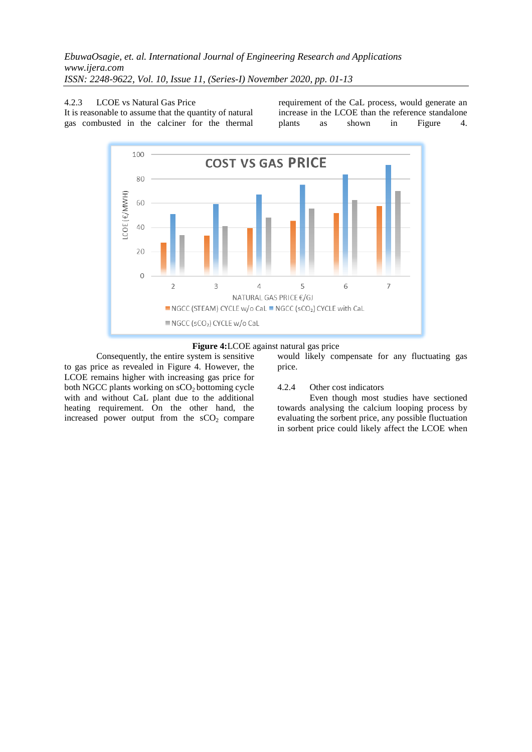#### 4.2.3 LCOE vs Natural Gas Price

It is reasonable to assume that the quantity of natural gas combusted in the calciner for the thermal requirement of the CaL process, would generate an increase in the LCOE than the reference standalone plants as shown in Figure 4.

**Figure 4:** LCOE against natural gas price

Consequently, the entire system is sensitive to gas price as revealed in Figure 4. However, the LCOE remains higher with increasing gas price for both NGCC plants working on $sCO_2$ bottoming cycle with and without CaL plant due to the additional heating requirement. On the other hand, the increased power output from the $sCO_2$ compare would likely compensate for any fluctuating gas price.

#### 4.2.4 Other cost indicators

Even though most studies have sectioned towards analysing the calcium looping process by evaluating the sorbent price, any possible fluctuation in sorbent price could likely affect the LCOE when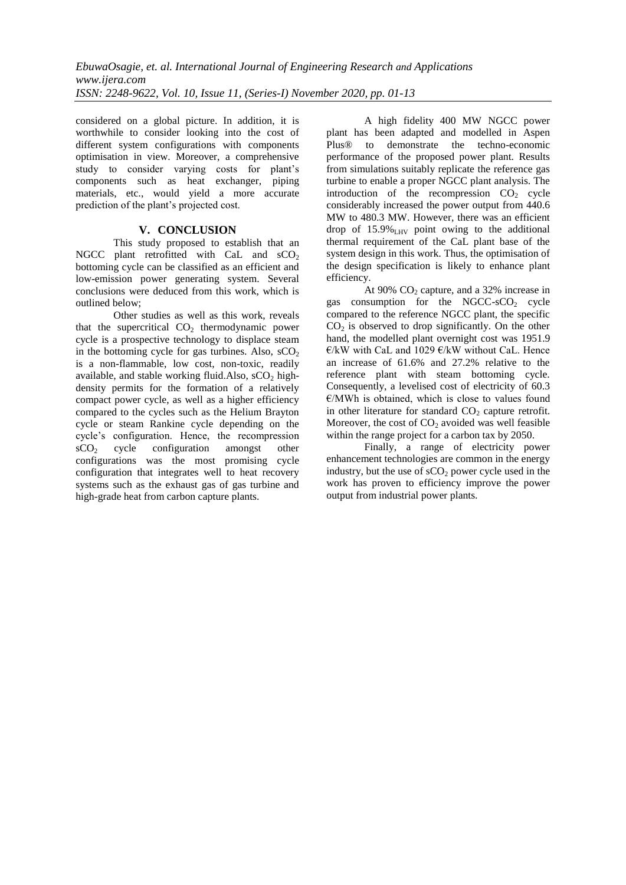considered on a global picture. In addition, it is worthwhile to consider looking into the cost of different system configurations with components optimisation in view. Moreover, a comprehensive study to consider varying costs for plant's components such as heat exchanger, piping materials, etc., would yield a more accurate prediction of the plant's projected cost.

## V. CONCLUSION

This study proposed to establish that an NGCC plant retrofitted with CaL and $sCO_2$ bottoming cycle can be classified as an efficient and low-emission power generating system. Several conclusions were deduced from this work, which is outlined below;

Other studies as well as this work, reveals that the supercritical $CO_2$ thermodynamic power cycle is a prospective technology to displace steam in the bottoming cycle for gas turbines. Also, $sCO_2$ is a non-flammable, low cost, non-toxic, readily available, and stable working fluid.Also, $sCO_2$ high-density permits for the formation of a relatively compact power cycle, as well as a higher efficiency compared to the cycles such as the Helium Brayton cycle or steam Rankine cycle depending on the cycle's configuration. Hence, the recompression $sCO_2$ cycle configuration amongst other configurations was the most promising cycle configuration that integrates well to heat recovery systems such as the exhaust gas of gas turbine and high-grade heat from carbon capture plants.

A high fidelity 400 MW NGCC power plant has been adapted and modelled in Aspen Plus® to demonstrate the techno-economic performance of the proposed power plant. Results from simulations suitably replicate the reference gas turbine to enable a proper NGCC plant analysis. The introduction of the recompression $CO_2$ cycle considerably increased the power output from 440.6 MW to 480.3 MW. However, there was an efficient drop of $15.9\%_{LHV}$ point owing to the additional thermal requirement of the CaL plant base of the system design in this work. Thus, the optimisation of the design specification is likely to enhance plant efficiency.

At 90% $CO_2$ capture, and a 32% increase in gas consumption for the NGCC-$sCO_2$ cycle compared to the reference NGCC plant, the specific $CO_2$ is observed to drop significantly. On the other hand, the modelled plant overnight cost was 1951.9 €/kW with CaL and 1029 €/kW without CaL. Hence an increase of 61.6% and 27.2% relative to the reference plant with steam bottoming cycle. Consequently, a levelised cost of electricity of 60.3 €/MWh is obtained, which is close to values found in other literature for standard $CO_2$ capture retrofit. Moreover, the cost of $CO_2$ avoided was well feasible within the range project for a carbon tax by 2050.

Finally, a range of electricity power enhancement technologies are common in the energy industry, but the use of $sCO_2$ power cycle used in the work has proven to efficiency improve the power output from industrial power plants.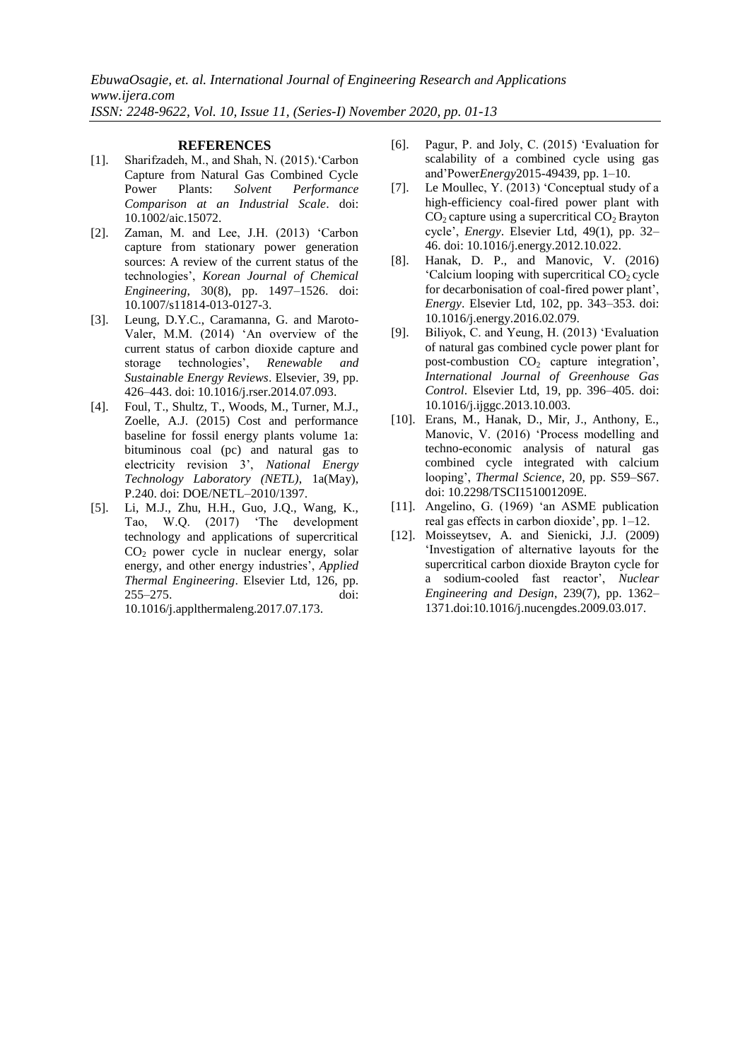## REFERENCES

[1]. Sharifzadeh, M., and Shah, N. (2015).'Carbon Capture from Natural Gas Combined Cycle Power Plants: *Solvent Performance Comparison at an Industrial Scale*. doi: 10.1002/aic.15072.

[2]. Zaman, M. and Lee, J.H. (2013) 'Carbon capture from stationary power generation sources: A review of the current status of the technologies', *Korean Journal of Chemical Engineering*, 30(8), pp. 1497–1526. doi: 10.1007/s11814-013-0127-3.

[3]. Leung, D.Y.C., Caramanna, G. and Maroto-Valer, M.M. (2014) 'An overview of the current status of carbon dioxide capture and storage technologies', *Renewable and Sustainable Energy Reviews*. Elsevier, 39, pp. 426–443. doi: 10.1016/j.rser.2014.07.093.

[4]. Foul, T., Shultz, T., Woods, M., Turner, M.J., Zoelle, A.J. (2015) Cost and performance baseline for fossil energy plants volume 1a: bituminous coal (pc) and natural gas to electricity revision 3', *National Energy Technology Laboratory (NETL)*, 1a(May), P.240. doi: DOE/NETL–2010/1397.

[5]. Li, M.J., Zhu, H.H., Guo, J.Q., Wang, K., Tao, W.Q. (2017) 'The development technology and applications of supercritical $CO_2$ power cycle in nuclear energy, solar energy, and other energy industries', *Applied Thermal Engineering*. Elsevier Ltd, 126, pp. 255–275. doi: 10.1016/j.applthermaleng.2017.07.173.

[6]. Pagur, P. and Joly, C. (2015) 'Evaluation for scalability of a combined cycle using gas and'Power*Energy*2015-49439, pp. 1–10.

[7]. Le Moullec, Y. (2013) 'Conceptual study of a high-efficiency coal-fired power plant with $CO_2$ capture using a supercritical $CO_2$ Brayton cycle', *Energy*. Elsevier Ltd, 49(1), pp. 32–46. doi: 10.1016/j.energy.2012.10.022.

[8]. Hanak, D. P., and Manovic, V. (2016) 'Calcium looping with supercritical $CO_2$ cycle for decarbonisation of coal-fired power plant', *Energy*. Elsevier Ltd, 102, pp. 343–353. doi: 10.1016/j.energy.2016.02.079.

[9]. Biliyok, C. and Yeung, H. (2013) 'Evaluation of natural gas combined cycle power plant for post-combustion $CO_2$ capture integration', *International Journal of Greenhouse Gas Control*. Elsevier Ltd, 19, pp. 396–405. doi: 10.1016/j.ijggc.2013.10.003.

[10]. Erans, M., Hanak, D., Mir, J., Anthony, E., Manovic, V. (2016) 'Process modelling and techno-economic analysis of natural gas combined cycle integrated with calcium looping', *Thermal Science*, 20, pp. S59–S67. doi: 10.2298/TSCI151001209E.

[11]. Angelino, G. (1969) 'an ASME publication real gas effects in carbon dioxide', pp. 1–12.

[12]. Moisseytsev, A. and Sienicki, J.J. (2009) 'Investigation of alternative layouts for the supercritical carbon dioxide Brayton cycle for a sodium-cooled fast reactor', *Nuclear Engineering and Design*, 239(7), pp. 1362–1371.doi:10.1016/j.nucengdes.2009.03.017.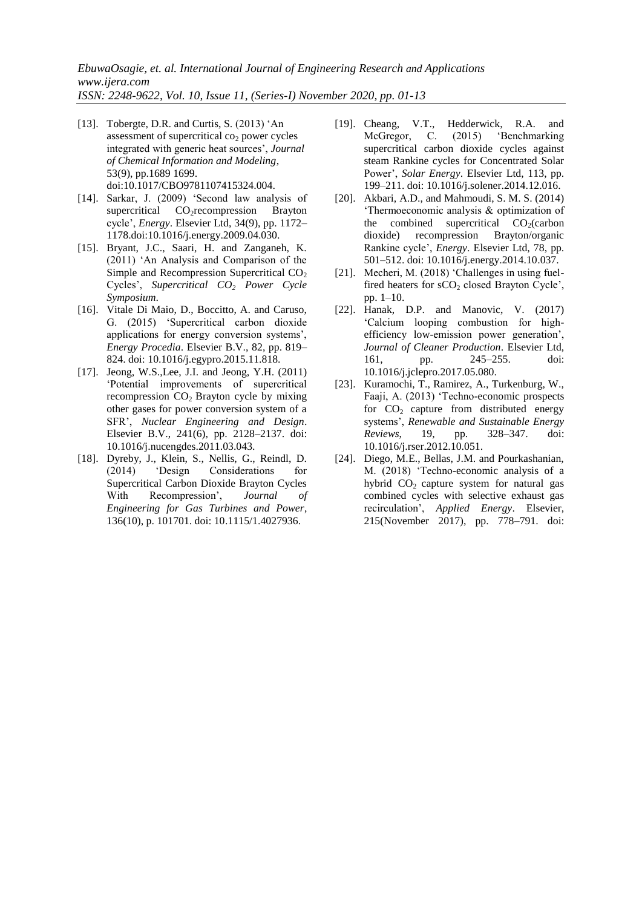[13]. Tobergte, D.R. and Curtis, S. (2013) 'An assessment of supercritical $co_2$ power cycles integrated with generic heat sources', *Journal of Chemical Information and Modeling*, 53(9), pp.1689 1699. doi:10.1017/CBO9781107415324.004.

[14]. Sarkar, J. (2009) 'Second law analysis of supercritical $CO_2$recompression Brayton cycle', *Energy*. Elsevier Ltd, 34(9), pp. 1172–1178.doi:10.1016/j.energy.2009.04.030.

[15]. Bryant, J.C., Saari, H. and Zanganeh, K. (2011) 'An Analysis and Comparison of the Simple and Recompression Supercritical $CO_2$ Cycles', *Supercritical $CO_2$ Power Cycle Symposium*.

[16]. Vitale Di Maio, D., Boccitto, A. and Caruso, G. (2015) 'Supercritical carbon dioxide applications for energy conversion systems', *Energy Procedia*. Elsevier B.V., 82, pp. 819–824. doi: 10.1016/j.egypro.2015.11.818.

[17]. Jeong, W.S.,Lee, J.I. and Jeong, Y.H. (2011) 'Potential improvements of supercritical recompression $CO_2$ Brayton cycle by mixing other gases for power conversion system of a SFR', *Nuclear Engineering and Design*. Elsevier B.V., 241(6), pp. 2128–2137. doi: 10.1016/j.nucengdes.2011.03.043.

[18]. Dyreby, J., Klein, S., Nellis, G., Reindl, D. (2014) 'Design Considerations for Supercritical Carbon Dioxide Brayton Cycles With Recompression', *Journal of Engineering for Gas Turbines and Power*, 136(10), p. 101701. doi: 10.1115/1.4027936.

[19]. Cheang, V.T., Hedderwick, R.A. and McGregor, C. (2015) 'Benchmarking supercritical carbon dioxide cycles against steam Rankine cycles for Concentrated Solar Power', *Solar Energy*. Elsevier Ltd, 113, pp. 199–211. doi: 10.1016/j.solener.2014.12.016.

[20]. Akbari, A.D., and Mahmoudi, S. M. S. (2014) 'Thermoeconomic analysis & optimization of the combined supercritical $CO_2$(carbon dioxide) recompression Brayton/organic Rankine cycle', *Energy*. Elsevier Ltd, 78, pp. 501–512. doi: 10.1016/j.energy.2014.10.037.

[21]. Mecheri, M. (2018) 'Challenges in using fuel-fired heaters for $sCO_2$ closed Brayton Cycle', pp. 1–10.

[22]. Hanak, D.P. and Manovic, V. (2017) 'Calcium looping combustion for high-efficiency low-emission power generation', *Journal of Cleaner Production*. Elsevier Ltd, 161, pp. 245–255. doi: 10.1016/j.jclepro.2017.05.080.

[23]. Kuramochi, T., Ramirez, A., Turkenburg, W., Faaji, A. (2013) 'Techno-economic prospects for $CO_2$ capture from distributed energy systems', *Renewable and Sustainable Energy Reviews*, 19, pp. 328–347. doi: 10.1016/j.rser.2012.10.051.

[24]. Diego, M.E., Bellas, J.M. and Pourkashanian, M. (2018) 'Techno-economic analysis of a hybrid $CO_2$ capture system for natural gas combined cycles with selective exhaust gas recirculation', *Applied Energy*. Elsevier, 215(November 2017), pp. 778–791. doi: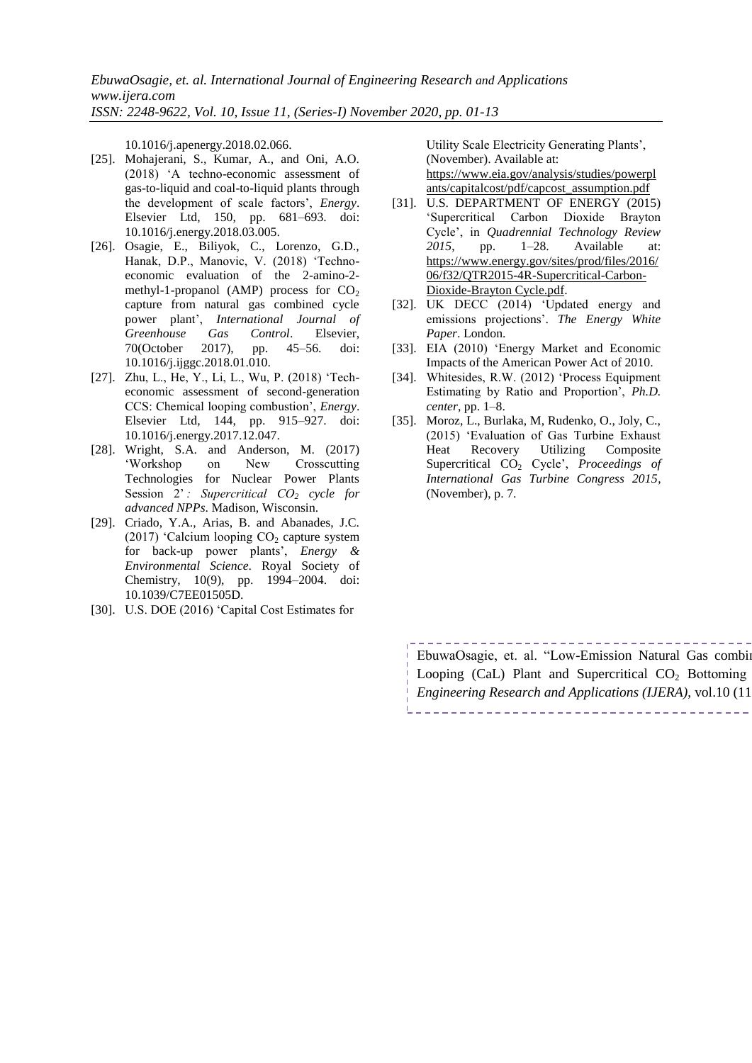10.1016/j.apenergy.2018.02.066.

[25]. Mohajerani, S., Kumar, A., and Oni, A.O. (2018) 'A techno-economic assessment of gas-to-liquid and coal-to-liquid plants through the development of scale factors', *Energy*. Elsevier Ltd, 150, pp. 681–693. doi: 10.1016/j.energy.2018.03.005.

[26]. Osagie, E., Biliyok, C., Lorenzo, G.D., Hanak, D.P., Manovic, V. (2018) 'Techno-economic evaluation of the 2-amino-2-methyl-1-propanol (AMP) process for $CO_2$ capture from natural gas combined cycle power plant', *International Journal of Greenhouse Gas Control*. Elsevier, 70(October 2017), pp. 45–56. doi: 10.1016/j.ijggc.2018.01.010.

[27]. Zhu, L., He, Y., Li, L., Wu, P. (2018) 'Tech-economic assessment of second-generation CCS: Chemical looping combustion', *Energy*. Elsevier Ltd, 144, pp. 915–927. doi: 10.1016/j.energy.2017.12.047.

[28]. Wright, S.A. and Anderson, M. (2017) 'Workshop on New Crosscutting Technologies for Nuclear Power Plants Session 2' *: Supercritical $CO_2$ cycle for advanced NPPs*. Madison, Wisconsin.

[29]. Criado, Y.A., Arias, B. and Abanades, J.C. (2017) 'Calcium looping $CO_2$ capture system for back-up power plants', *Energy & Environmental Science*. Royal Society of Chemistry, 10(9), pp. 1994–2004. doi: 10.1039/C7EE01505D.

[30]. U.S. DOE (2016) 'Capital Cost Estimates for Utility Scale Electricity Generating Plants', (November). Available at: https://www.eia.gov/analysis/studies/powerplants/capitalcost/pdf/capcost_assumption.pdf

[31]. U.S. DEPARTMENT OF ENERGY (2015) 'Supercritical Carbon Dioxide Brayton Cycle', in *Quadrennial Technology Review 2015*, pp. 1–28. Available at: https://www.energy.gov/sites/prod/files/2016/06/f32/QTR2015-4R-Supercritical-Carbon-Dioxide-Brayton Cycle.pdf.

[32]. UK DECC (2014) 'Updated energy and emissions projections'. *The Energy White Paper*. London.

[33]. EIA (2010) 'Energy Market and Economic Impacts of the American Power Act of 2010.

[34]. Whitesides, R.W. (2012) 'Process Equipment Estimating by Ratio and Proportion', *Ph.D. center*, pp. 1–8.

[35]. Moroz, L., Burlaka, M, Rudenko, O., Joly, C., (2015) 'Evaluation of Gas Turbine Exhaust Heat Recovery Utilizing Composite Supercritical $CO_2$ Cycle', *Proceedings of International Gas Turbine Congress 2015*, (November), p. 7.

EbuwaOsagie, et. al. "Low-Emission Natural Gas combi Looping (CaL) Plant and Supercritical $CO_2$ Bottoming *Engineering Research and Applications (IJERA)*, vol.10 (11